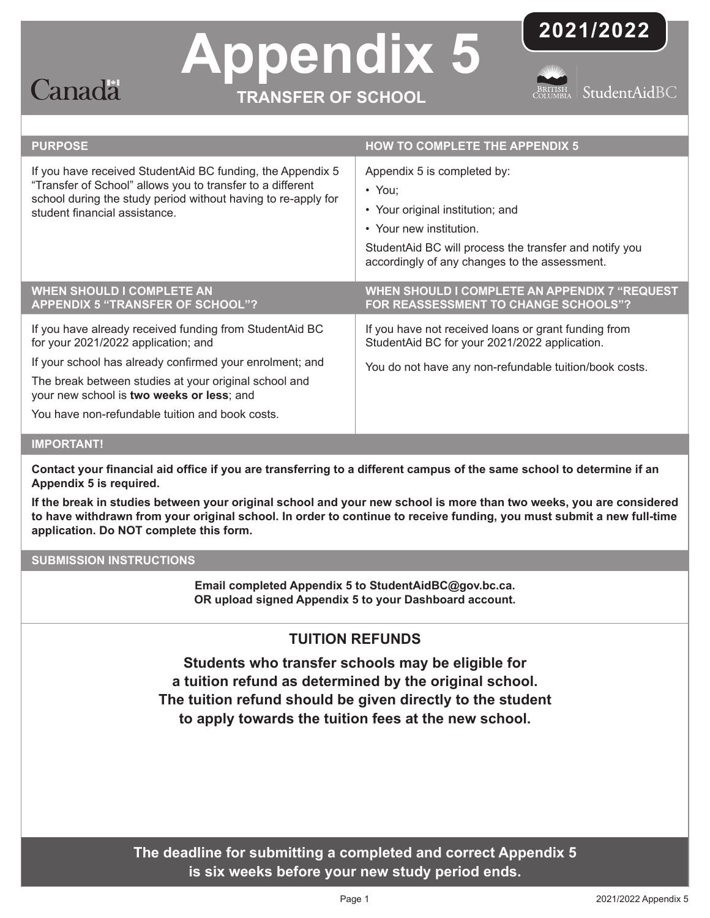Canada

# Appendix 5

## TRANSFER OF SCHOOL

**2021/2022**

British Columbia | StudentAidBC

### PURPOSE

If you have received StudentAid BC funding, the Appendix 5 "Transfer of School" allows you to transfer to a different school during the study period without having to re-apply for student financial assistance.

### HOW TO COMPLETE THE APPENDIX 5

Appendix 5 is completed by:

- You;
- Your original institution; and
- Your new institution.

StudentAid BC will process the transfer and notify you accordingly of any changes to the assessment.

### WHEN SHOULD I COMPLETE AN APPENDIX 5 "TRANSFER OF SCHOOL"?

If you have already received funding from StudentAid BC for your 2021/2022 application; and

If your school has already confirmed your enrolment; and

The break between studies at your original school and your new school is **two weeks or less**; and

You have non-refundable tuition and book costs.

### WHEN SHOULD I COMPLETE AN APPENDIX 7 "REQUEST FOR REASSESSMENT TO CHANGE SCHOOLS"?

If you have not received loans or grant funding from StudentAid BC for your 2021/2022 application.

You do not have any non-refundable tuition/book costs.

### IMPORTANT!

**Contact your financial aid office if you are transferring to a different campus of the same school to determine if an Appendix 5 is required.**

**If the break in studies between your original school and your new school is more than two weeks, you are considered to have withdrawn from your original school. In order to continue to receive funding, you must submit a new full-time application. Do NOT complete this form.**

### SUBMISSION INSTRUCTIONS

**Email completed Appendix 5 to StudentAidBC@gov.bc.ca.**
**OR upload signed Appendix 5 to your Dashboard account.**

## TUITION REFUNDS

**Students who transfer schools may be eligible for a tuition refund as determined by the original school. The tuition refund should be given directly to the student to apply towards the tuition fees at the new school.**

**The deadline for submitting a completed and correct Appendix 5 is six weeks before your new study period ends.**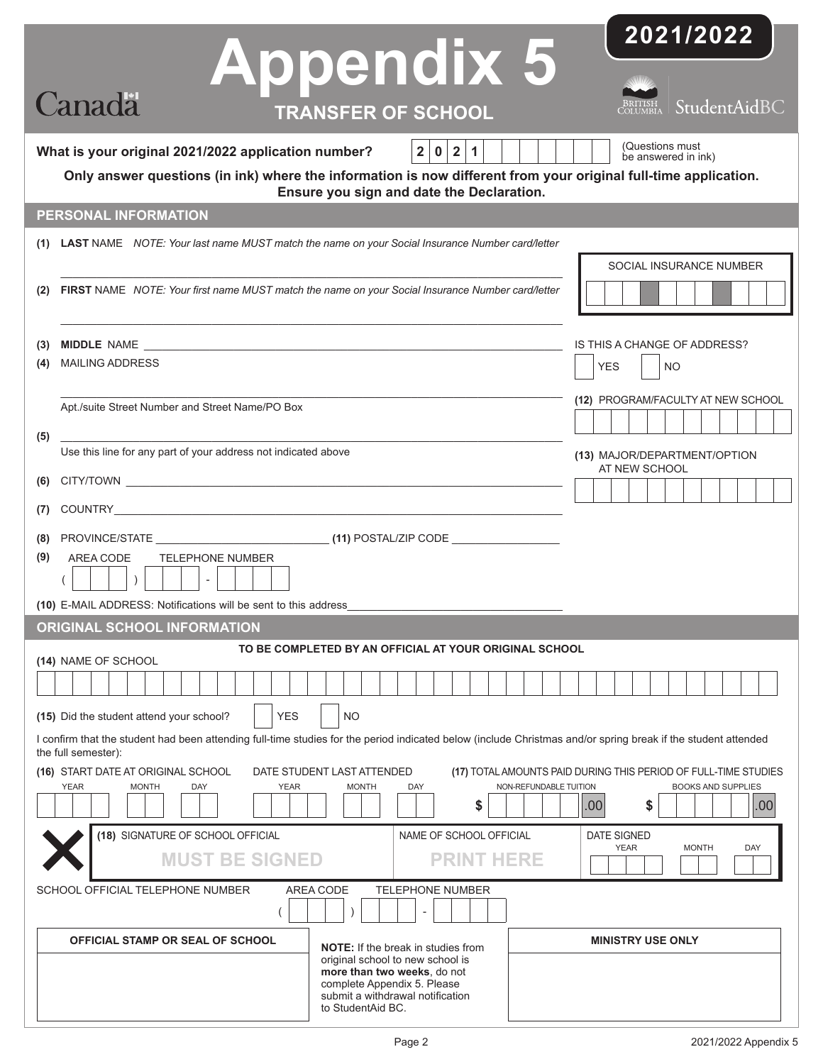# Appendix 5

## TRANSFER OF SCHOOL

**2021/2022**

Canada

StudentAidBC

**What is your original 2021/2022 application number?** 2 0 2 1 (Questions must be answered in ink)

**Only answer questions (in ink) where the information is now different from your original full-time application. Ensure you sign and date the Declaration.**

## PERSONAL INFORMATION

**(1) LAST** NAME *NOTE: Your last name MUST match the name on your Social Insurance Number card/letter*

SOCIAL INSURANCE NUMBER

**(2) FIRST** NAME *NOTE: Your first name MUST match the name on your Social Insurance Number card/letter*

**(3) MIDDLE** NAME

**(4)** MAILING ADDRESS

Apt./suite Street Number and Street Name/PO Box

IS THIS A CHANGE OF ADDRESS? YES NO

**(12)** PROGRAM/FACULTY AT NEW SCHOOL

**(5)**

Use this line for any part of your address not indicated above

**(13)** MAJOR/DEPARTMENT/OPTION AT NEW SCHOOL

**(6)** CITY/TOWN

**(7)** COUNTRY

**(8)** PROVINCE/STATE **(11)** POSTAL/ZIP CODE

**(9)** AREA CODE TELEPHONE NUMBER

( ) -

**(10)** E-MAIL ADDRESS: Notifications will be sent to this address

## ORIGINAL SCHOOL INFORMATION

**TO BE COMPLETED BY AN OFFICIAL AT YOUR ORIGINAL SCHOOL**

**(14)** NAME OF SCHOOL

**(15)** Did the student attend your school? YES NO

I confirm that the student had been attending full-time studies for the period indicated below (include Christmas and/or spring break if the student attended the full semester):

**(16)** START DATE AT ORIGINAL SCHOOL (YEAR MONTH DAY) DATE STUDENT LAST ATTENDED (YEAR MONTH DAY)

**(17)** TOTAL AMOUNTS PAID DURING THIS PERIOD OF FULL-TIME STUDIES

NON-REFUNDABLE TUITION $ .00 BOOKS AND SUPPLIES $ .00

**(18)** SIGNATURE OF SCHOOL OFFICIAL **MUST BE SIGNED**

NAME OF SCHOOL OFFICIAL **PRINT HERE**

DATE SIGNED YEAR MONTH DAY

SCHOOL OFFICIAL TELEPHONE NUMBER AREA CODE TELEPHONE NUMBER

( ) -

**OFFICIAL STAMP OR SEAL OF SCHOOL**

**NOTE:** If the break in studies from original school to new school is **more than two weeks**, do not complete Appendix 5. Please submit a withdrawal notification to StudentAid BC.

**MINISTRY USE ONLY**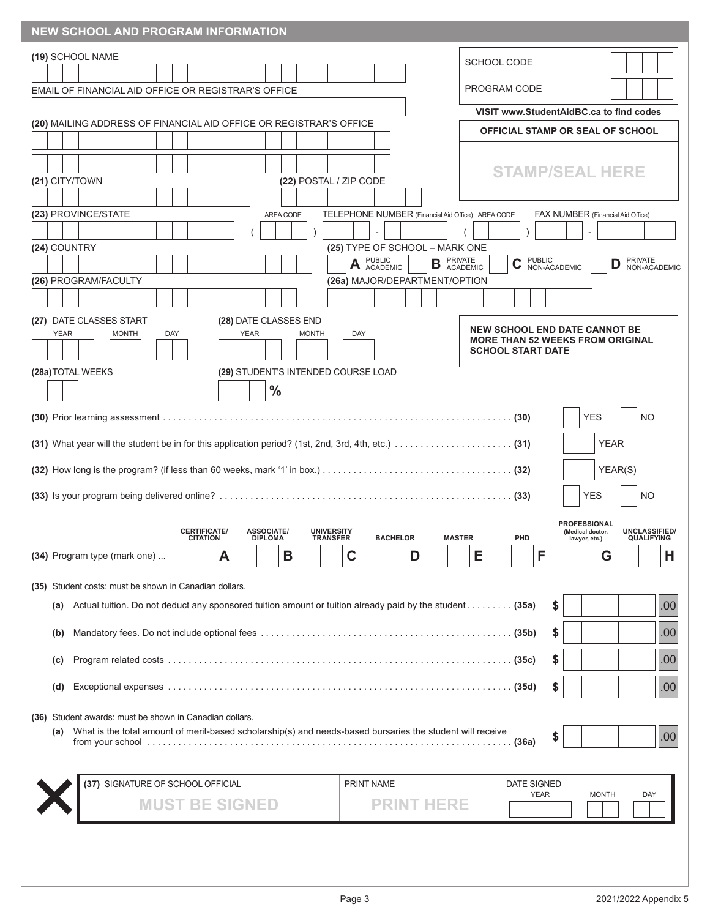## NEW SCHOOL AND PROGRAM INFORMATION

**(19)** SCHOOL NAME

EMAIL OF FINANCIAL AID OFFICE OR REGISTRAR'S OFFICE

SCHOOL CODE

PROGRAM CODE

**VISIT www.StudentAidBC.ca to find codes**

**OFFICIAL STAMP OR SEAL OF SCHOOL**

**STAMP/SEAL HERE**

**(20)** MAILING ADDRESS OF FINANCIAL AID OFFICE OR REGISTRAR'S OFFICE

**(21)** CITY/TOWN

**(22)** POSTAL / ZIP CODE

**(23)** PROVINCE/STATE

AREA CODE ( ) TELEPHONE NUMBER (Financial Aid Office) -

AREA CODE ( ) FAX NUMBER (Financial Aid Office) -

**(24)** COUNTRY

**(25)** TYPE OF SCHOOL – MARK ONE

- **A** PUBLIC ACADEMIC
- **B** PRIVATE ACADEMIC
- **C** PUBLIC NON-ACADEMIC
- **D** PRIVATE NON-ACADEMIC

**(26)** PROGRAM/FACULTY

**(26a)** MAJOR/DEPARTMENT/OPTION

**(27)** DATE CLASSES START — YEAR / MONTH / DAY

**(28)** DATE CLASSES END — YEAR / MONTH / DAY

**NEW SCHOOL END DATE CANNOT BE MORE THAN 52 WEEKS FROM ORIGINAL SCHOOL START DATE**

**(28a)** TOTAL WEEKS

**(29)** STUDENT'S INTENDED COURSE LOAD ____ %

**(30)** Prior learning assessment .......... **(30)** ☐ YES ☐ NO

**(31)** What year will the student be in for this application period? (1st, 2nd, 3rd, 4th, etc.) .......... **(31)** ☐ YEAR

**(32)** How long is the program? (if less than 60 weeks, mark '1' in box.) .......... **(32)** ☐ YEAR(S)

**(33)** Is your program being delivered online? .......... **(33)** ☐ YES ☐ NO

**(34)** Program type (mark one) ...

- **A** CERTIFICATE/CITATION
- **B** ASSOCIATE/DIPLOMA
- **C** UNIVERSITY TRANSFER
- **D** BACHELOR
- **E** MASTER
- **F** PHD
- **G** PROFESSIONAL (Medical doctor, lawyer, etc.)
- **H** UNCLASSIFIED/QUALIFYING

**(35)** Student costs: must be shown in Canadian dollars.

**(a)** Actual tuition. Do not deduct any sponsored tuition amount or tuition already paid by the student .......... **(35a)** $ ______.00

**(b)** Mandatory fees. Do not include optional fees .......... **(35b)** $ ______.00

**(c)** Program related costs .......... **(35c)** $ ______.00

**(d)** Exceptional expenses .......... **(35d)** $ ______.00

**(36)** Student awards: must be shown in Canadian dollars.

**(a)** What is the total amount of merit-based scholarship(s) and needs-based bursaries the student will receive from your school .......... **(36a)** $ ______.00

**(37)** SIGNATURE OF SCHOOL OFFICIAL — **MUST BE SIGNED**

PRINT NAME — **PRINT HERE**

DATE SIGNED — YEAR / MONTH / DAY

2021/2022 Appendix 5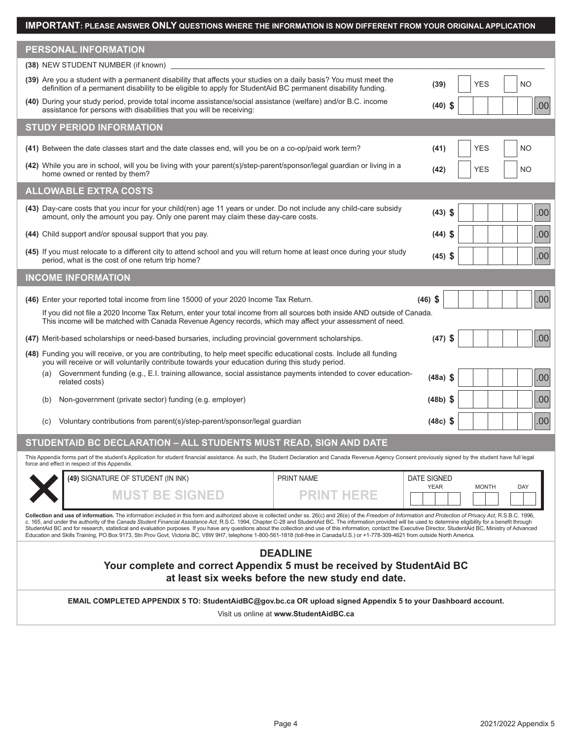**IMPORTANT: PLEASE ANSWER ONLY QUESTIONS WHERE THE INFORMATION IS NOW DIFFERENT FROM YOUR ORIGINAL APPLICATION**

## PERSONAL INFORMATION

**(38)** NEW STUDENT NUMBER (if known) ____________________

**(39)** Are you a student with a permanent disability that affects your studies on a daily basis? You must meet the definition of a permanent disability to be eligible to apply for StudentAid BC permanent disability funding. **(39)** ☐ YES ☐ NO

**(40)** During your study period, provide total income assistance/social assistance (welfare) and/or B.C. income assistance for persons with disabilities that you will be receiving: **(40) $** ______ .00

## STUDY PERIOD INFORMATION

**(41)** Between the date classes start and the date classes end, will you be on a co-op/paid work term? **(41)** ☐ YES ☐ NO

**(42)** While you are in school, will you be living with your parent(s)/step-parent/sponsor/legal guardian or living in a home owned or rented by them? **(42)** ☐ YES ☐ NO

## ALLOWABLE EXTRA COSTS

**(43)** Day-care costs that you incur for your child(ren) age 11 years or under. Do not include any child-care subsidy amount, only the amount you pay. Only one parent may claim these day-care costs. **(43) $** ______ .00

**(44)** Child support and/or spousal support that you pay. **(44) $** ______ .00

**(45)** If you must relocate to a different city to attend school and you will return home at least once during your study period, what is the cost of one return trip home? **(45) $** ______ .00

## INCOME INFORMATION

**(46)** Enter your reported total income from line 15000 of your 2020 Income Tax Return. **(46) $** ______ .00

If you did not file a 2020 Income Tax Return, enter your total income from all sources both inside AND outside of Canada. This income will be matched with Canada Revenue Agency records, which may affect your assessment of need.

**(47)** Merit-based scholarships or need-based bursaries, including provincial government scholarships. **(47) $** ______ .00

**(48)** Funding you will receive, or you are contributing, to help meet specific educational costs. Include all funding you will receive or will voluntarily contribute towards your education during this study period.

(a) Government funding (e.g., E.I. training allowance, social assistance payments intended to cover education-related costs) **(48a) $** ______ .00

(b) Non-government (private sector) funding (e.g. employer) **(48b) $** ______ .00

(c) Voluntary contributions from parent(s)/step-parent/sponsor/legal guardian **(48c) $** ______ .00

## STUDENTAID BC DECLARATION – ALL STUDENTS MUST READ, SIGN AND DATE

This Appendix forms part of the student's Application for student financial assistance. As such, the Student Declaration and Canada Revenue Agency Consent previously signed by the student have full legal force and effect in respect of this Appendix.

| (49) SIGNATURE OF STUDENT (IN INK) | PRINT NAME | DATE SIGNED (YEAR / MONTH / DAY) |
|---|---|---|
| MUST BE SIGNED | PRINT HERE | |

**Collection and use of information.** The information included in this form and authorized above is collected under ss. 26(c) and 26(e) of the *Freedom of Information and Protection of Privacy Act*, R.S.B.C. 1996, c. 165, and under the authority of the *Canada Student Financial Assistance Act*, R.S.C. 1994, Chapter C-28 and StudentAid BC. The information provided will be used to determine eligibility for a benefit through StudentAid BC and for research, statistical and evaluation purposes. If you have any questions about the collection and use of this information, contact the Executive Director, StudentAid BC, Ministry of Advanced Education and Skills Training, PO Box 9173, Stn Prov Govt, Victoria BC, V8W 9H7, telephone 1-800-561-1818 (toll-free in Canada/U.S.) or +1-778-309-4621 from outside North America.

## DEADLINE

**Your complete and correct Appendix 5 must be received by StudentAid BC at least six weeks before the new study end date.**

**EMAIL COMPLETED APPENDIX 5 TO: StudentAidBC@gov.bc.ca OR upload signed Appendix 5 to your Dashboard account.**

Visit us online at **www.StudentAidBC.ca**